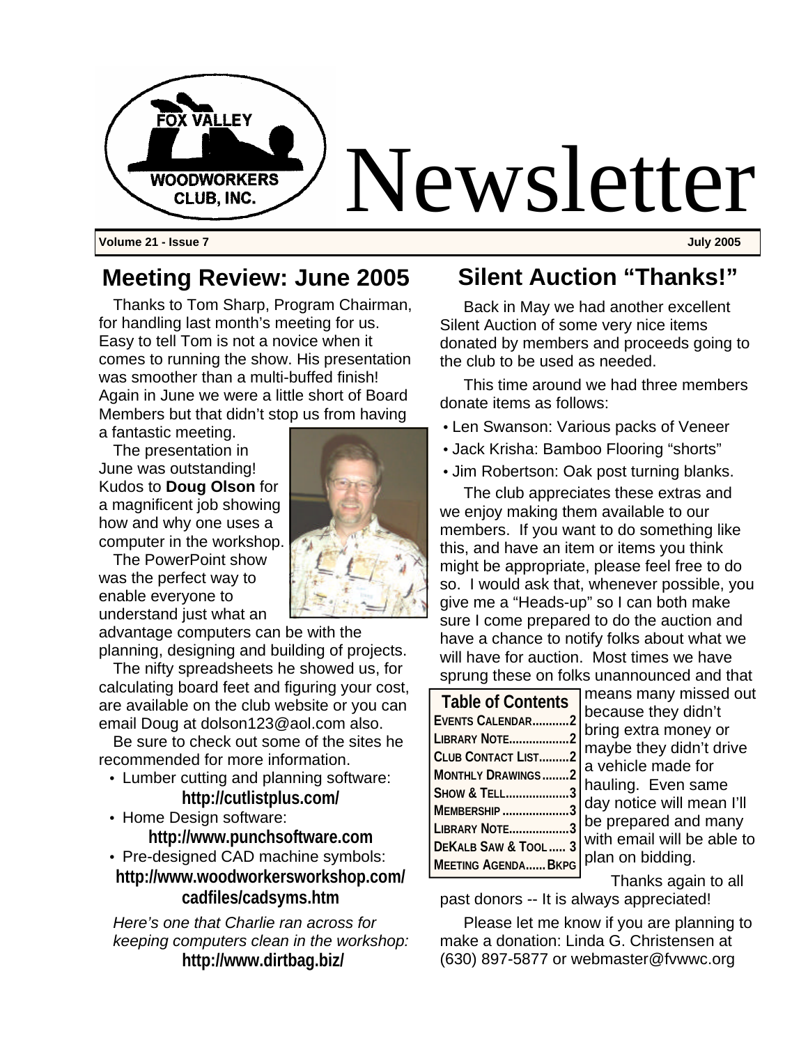# Fox Valley Woodworkers Club, Inc. Newsletter

**Volume 21 - Issue 7** **July 2005**

## Meeting Review: June 2005

Thanks to Tom Sharp, Program Chairman, for handling last month's meeting for us. Easy to tell Tom is not a novice when it comes to running the show. His presentation was smoother than a multi-buffed finish! Again in June we were a little short of Board Members but that didn't stop us from having a fantastic meeting.

The presentation in June was outstanding! Kudos to **Doug Olson** for a magnificent job showing how and why one uses a computer in the workshop.

The PowerPoint show was the perfect way to enable everyone to understand just what an advantage computers can be with the planning, designing and building of projects.

The nifty spreadsheets he showed us, for calculating board feet and figuring your cost, are available on the club website or you can email Doug at dolson123@aol.com also.

Be sure to check out some of the sites he recommended for more information.

- Lumber cutting and planning software: **http://cutlistplus.com/**
- Home Design software: **http://www.punchsoftware.com**
- Pre-designed CAD machine symbols: **http://www.woodworkersworkshop.com/cadfiles/cadsyms.htm**

*Here's one that Charlie ran across for keeping computers clean in the workshop:* **http://www.dirtbag.biz/**

## Silent Auction "Thanks!"

Back in May we had another excellent Silent Auction of some very nice items donated by members and proceeds going to the club to be used as needed.

This time around we had three members donate items as follows:

- Len Swanson: Various packs of Veneer
- Jack Krisha: Bamboo Flooring "shorts"
- Jim Robertson: Oak post turning blanks.

The club appreciates these extras and we enjoy making them available to our members. If you want to do something like this, and have an item or items you think might be appropriate, please feel free to do so. I would ask that, whenever possible, you give me a "Heads-up" so I can both make sure I come prepared to do the auction and have a chance to notify folks about what we will have for auction. Most times we have sprung these on folks unannounced and that means many missed out because they didn't bring extra money or maybe they didn't drive a vehicle made for hauling. Even same day notice will mean I'll be prepared and many with email will be able to plan on bidding.

Thanks again to all past donors -- It is always appreciated!

Please let me know if you are planning to make a donation: Linda G. Christensen at (630) 897-5877 or webmaster@fvwwc.org

### Table of Contents

| | |
|---|---|
| Events Calendar | 2 |
| Library Note | 2 |
| Club Contact List | 2 |
| Monthly Drawings | 2 |
| Show & Tell | 3 |
| Membership | 3 |
| Library Note | 3 |
| DeKalb Saw & Tool | 3 |
| Meeting Agenda | Bkpg |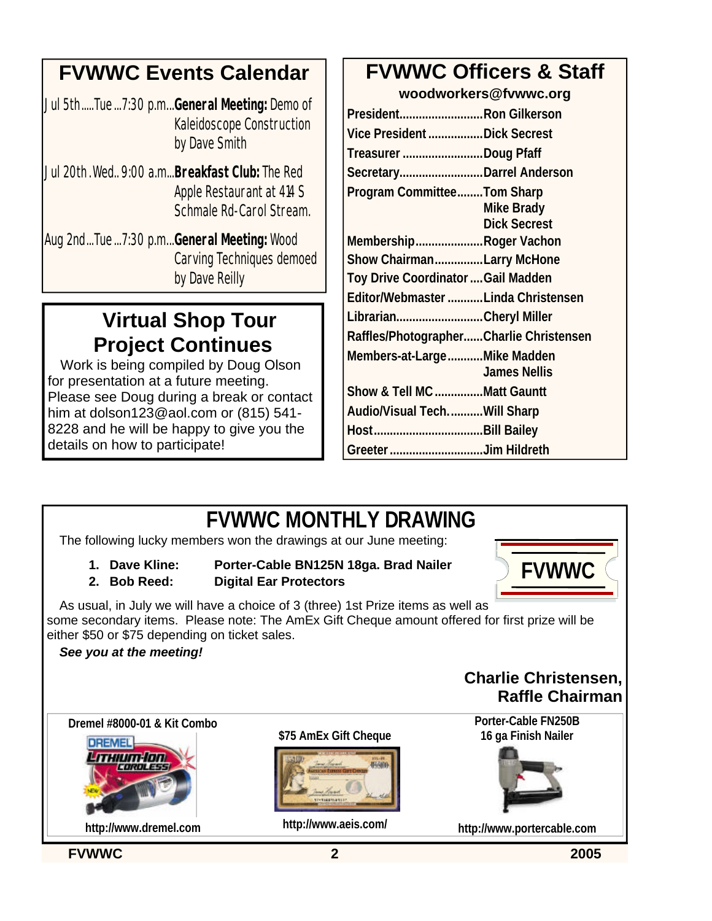## FVWWC Events Calendar

Jul 5th.....Tue ...7:30 p.m...**General Meeting:** Demo of Kaleidoscope Construction by Dave Smith

Jul 20th .Wed.. 9:00 a.m...**Breakfast Club:** The Red Apple Restaurant at 414 S Schmale Rd-Carol Stream.

Aug 2nd...Tue ...7:30 p.m...**General Meeting:** Wood Carving Techniques demoed by Dave Reilly

## Virtual Shop Tour Project Continues

Work is being compiled by Doug Olson for presentation at a future meeting. Please see Doug during a break or contact him at dolson123@aol.com or (815) 541-8228 and he will be happy to give you the details on how to participate!

## FVWWC Officers & Staff

**woodworkers@fvwwc.org**

| Position | Name |
|---|---|
| President | Ron Gilkerson |
| Vice President | Dick Secrest |
| Treasurer | Doug Pfaff |
| Secretary | Darrel Anderson |
| Program Committee | Tom Sharp<br>Mike Brady<br>Dick Secrest |
| Membership | Roger Vachon |
| Show Chairman | Larry McHone |
| Toy Drive Coordinator | Gail Madden |
| Editor/Webmaster | Linda Christensen |
| Librarian | Cheryl Miller |
| Raffles/Photographer | Charlie Christensen |
| Members-at-Large | Mike Madden<br>James Nellis |
| Show & Tell MC | Matt Gauntt |
| Audio/Visual Tech. | Will Sharp |
| Host | Bill Bailey |
| Greeter | Jim Hildreth |

## FVWWC MONTHLY DRAWING

The following lucky members won the drawings at our June meeting:

1. **Dave Kline:** **Porter-Cable BN125N 18ga. Brad Nailer**
2. **Bob Reed:** **Digital Ear Protectors**

FVWWC

As usual, in July we will have a choice of 3 (three) 1st Prize items as well as some secondary items. Please note: The AmEx Gift Cheque amount offered for first prize will be either $50 or $75 depending on ticket sales.

***See you at the meeting!***

**Charlie Christensen,**
**Raffle Chairman**

| Dremel #8000-01 & Kit Combo | $75 AmEx Gift Cheque | Porter-Cable FN250B 16 ga Finish Nailer |
|---|---|---|
| http://www.dremel.com | http://www.aeis.com/ | http://www.portercable.com |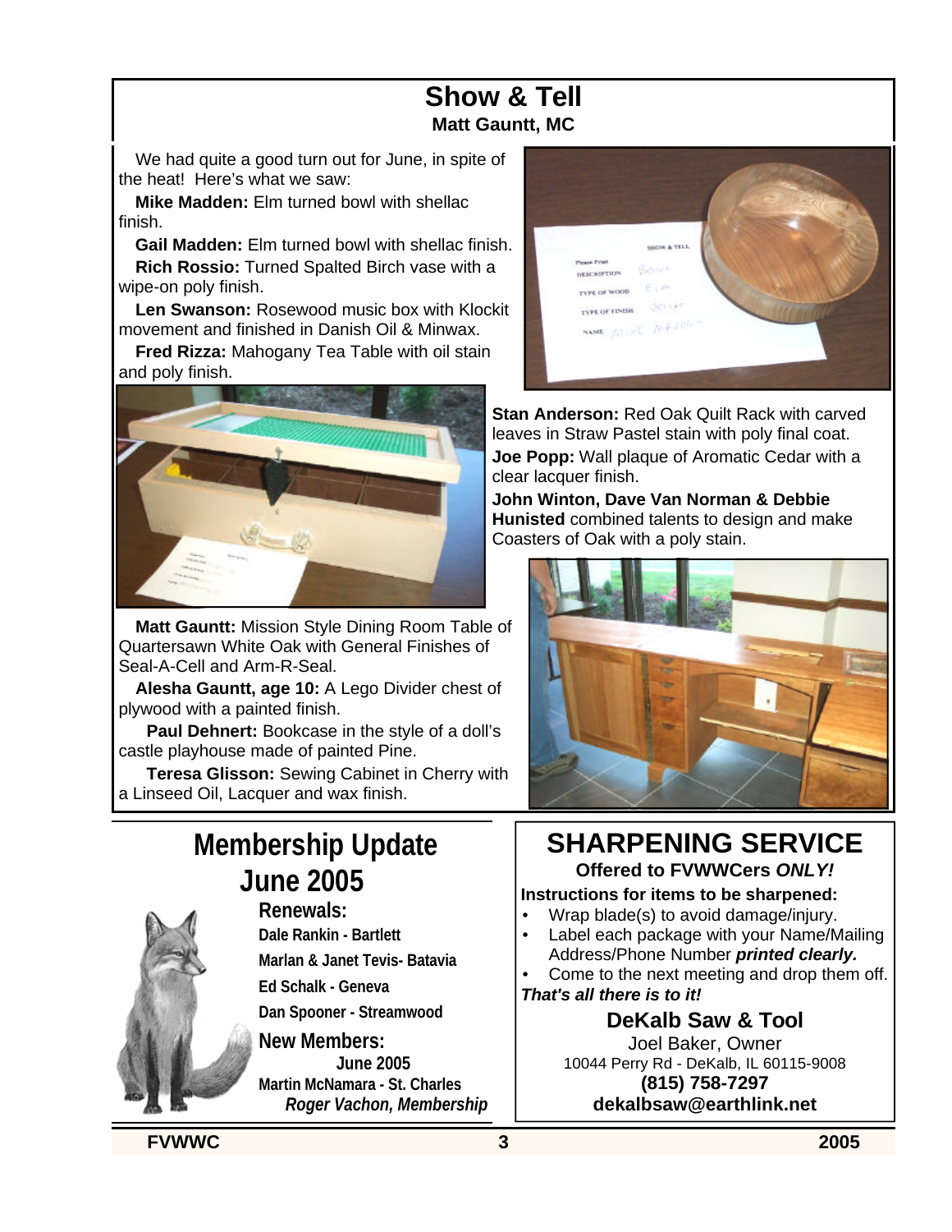# Show & Tell

**Matt Gauntt, MC**

We had quite a good turn out for June, in spite of the heat! Here's what we saw:

**Mike Madden:** Elm turned bowl with shellac finish.

**Gail Madden:** Elm turned bowl with shellac finish.

**Rich Rossio:** Turned Spalted Birch vase with a wipe-on poly finish.

**Len Swanson:** Rosewood music box with Klockit movement and finished in Danish Oil & Minwax.

**Fred Rizza:** Mahogany Tea Table with oil stain and poly finish.

**Stan Anderson:** Red Oak Quilt Rack with carved leaves in Straw Pastel stain with poly final coat.

**Joe Popp:** Wall plaque of Aromatic Cedar with a clear lacquer finish.

**John Winton, Dave Van Norman & Debbie Hunisted** combined talents to design and make Coasters of Oak with a poly stain.

**Matt Gauntt:** Mission Style Dining Room Table of Quartersawn White Oak with General Finishes of Seal-A-Cell and Arm-R-Seal.

**Alesha Gauntt, age 10:** A Lego Divider chest of plywood with a painted finish.

**Paul Dehnert:** Bookcase in the style of a doll's castle playhouse made of painted Pine.

**Teresa Glisson:** Sewing Cabinet in Cherry with a Linseed Oil, Lacquer and wax finish.

# Membership Update June 2005

**Renewals:**

Dale Rankin - Bartlett

Marlan & Janet Tevis- Batavia

Ed Schalk - Geneva

Dan Spooner - Streamwood

**New Members:**

June 2005

Martin McNamara - St. Charles

*Roger Vachon, Membership*

# SHARPENING SERVICE

**Offered to FVWWCers *ONLY!***

**Instructions for items to be sharpened:**

- Wrap blade(s) to avoid damage/injury.
- Label each package with your Name/Mailing Address/Phone Number ***printed clearly.***
- Come to the next meeting and drop them off.

***That's all there is to it!***

**DeKalb Saw & Tool**

Joel Baker, Owner

10044 Perry Rd - DeKalb, IL 60115-9008

**(815) 758-7297**

**dekalbsaw@earthlink.net**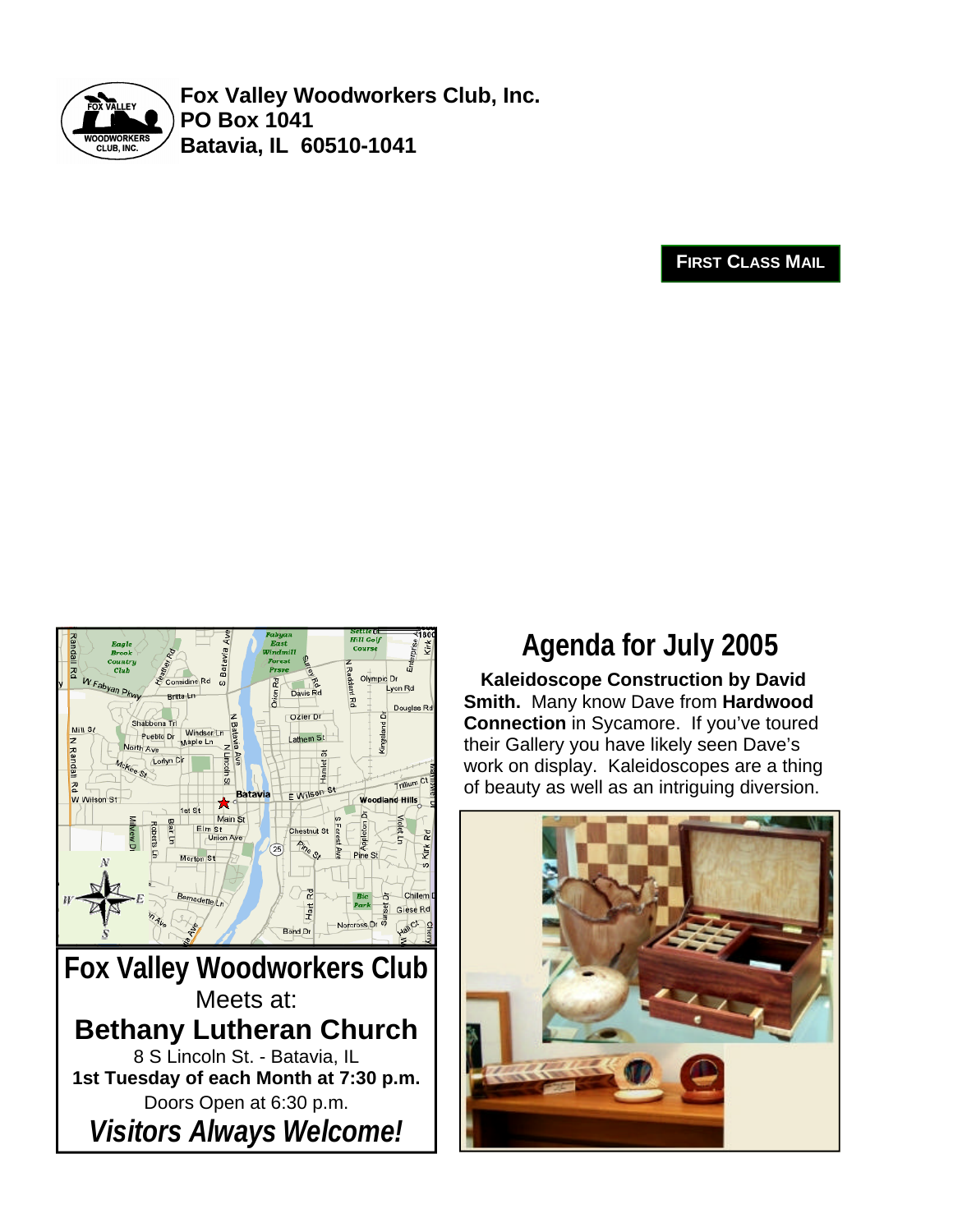Fox Valley Woodworkers Club, Inc.
PO Box 1041
Batavia, IL 60510-1041

**FIRST CLASS MAIL**

# Agenda for July 2005

**Kaleidoscope Construction by David Smith.** Many know Dave from **Hardwood Connection** in Sycamore. If you've toured their Gallery you have likely seen Dave's work on display. Kaleidoscopes are a thing of beauty as well as an intriguing diversion.

## Fox Valley Woodworkers Club

Meets at:

**Bethany Lutheran Church**

8 S Lincoln St. - Batavia, IL

**1st Tuesday of each Month at 7:30 p.m.**

Doors Open at 6:30 p.m.

***Visitors Always Welcome!***